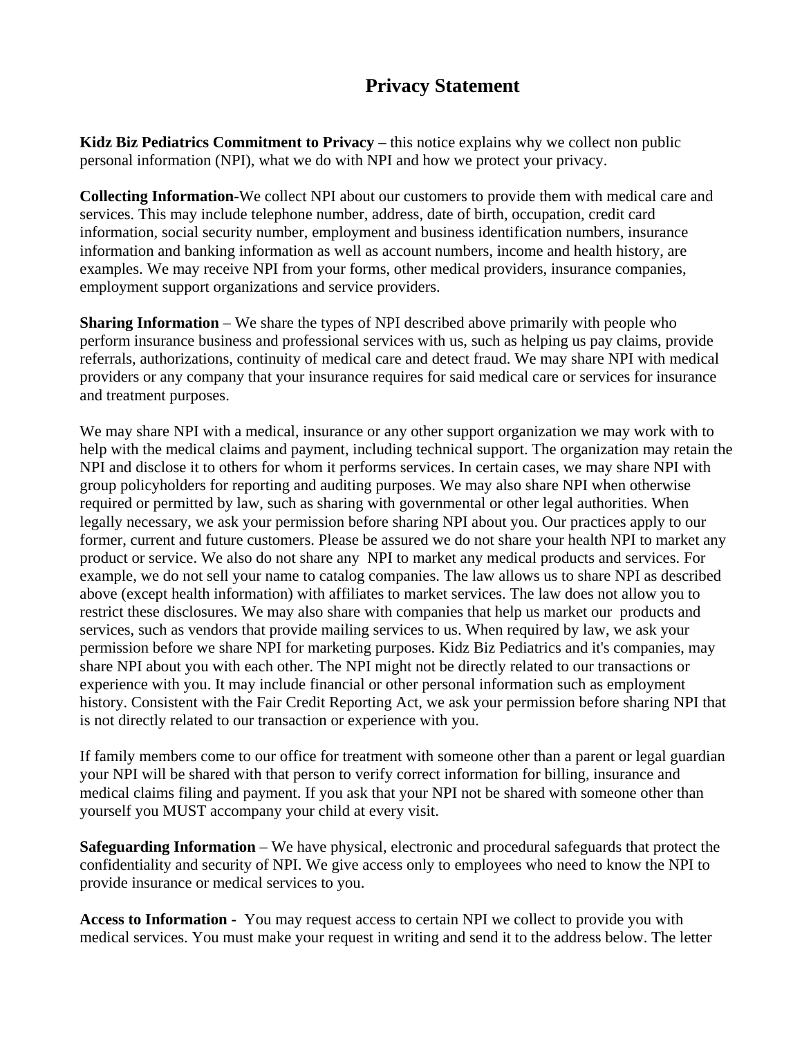# Privacy Statement

**Kidz Biz Pediatrics Commitment to Privacy** – this notice explains why we collect non public personal information (NPI), what we do with NPI and how we protect your privacy.

**Collecting Information**-We collect NPI about our customers to provide them with medical care and services. This may include telephone number, address, date of birth, occupation, credit card information, social security number, employment and business identification numbers, insurance information and banking information as well as account numbers, income and health history, are examples. We may receive NPI from your forms, other medical providers, insurance companies, employment support organizations and service providers.

**Sharing Information** – We share the types of NPI described above primarily with people who perform insurance business and professional services with us, such as helping us pay claims, provide referrals, authorizations, continuity of medical care and detect fraud. We may share NPI with medical providers or any company that your insurance requires for said medical care or services for insurance and treatment purposes.

We may share NPI with a medical, insurance or any other support organization we may work with to help with the medical claims and payment, including technical support. The organization may retain the NPI and disclose it to others for whom it performs services. In certain cases, we may share NPI with group policyholders for reporting and auditing purposes. We may also share NPI when otherwise required or permitted by law, such as sharing with governmental or other legal authorities. When legally necessary, we ask your permission before sharing NPI about you. Our practices apply to our former, current and future customers. Please be assured we do not share your health NPI to market any product or service. We also do not share any NPI to market any medical products and services. For example, we do not sell your name to catalog companies. The law allows us to share NPI as described above (except health information) with affiliates to market services. The law does not allow you to restrict these disclosures. We may also share with companies that help us market our products and services, such as vendors that provide mailing services to us. When required by law, we ask your permission before we share NPI for marketing purposes. Kidz Biz Pediatrics and it's companies, may share NPI about you with each other. The NPI might not be directly related to our transactions or experience with you. It may include financial or other personal information such as employment history. Consistent with the Fair Credit Reporting Act, we ask your permission before sharing NPI that is not directly related to our transaction or experience with you.

If family members come to our office for treatment with someone other than a parent or legal guardian your NPI will be shared with that person to verify correct information for billing, insurance and medical claims filing and payment. If you ask that your NPI not be shared with someone other than yourself you MUST accompany your child at every visit.

**Safeguarding Information** – We have physical, electronic and procedural safeguards that protect the confidentiality and security of NPI. We give access only to employees who need to know the NPI to provide insurance or medical services to you.

**Access to Information** - You may request access to certain NPI we collect to provide you with medical services. You must make your request in writing and send it to the address below. The letter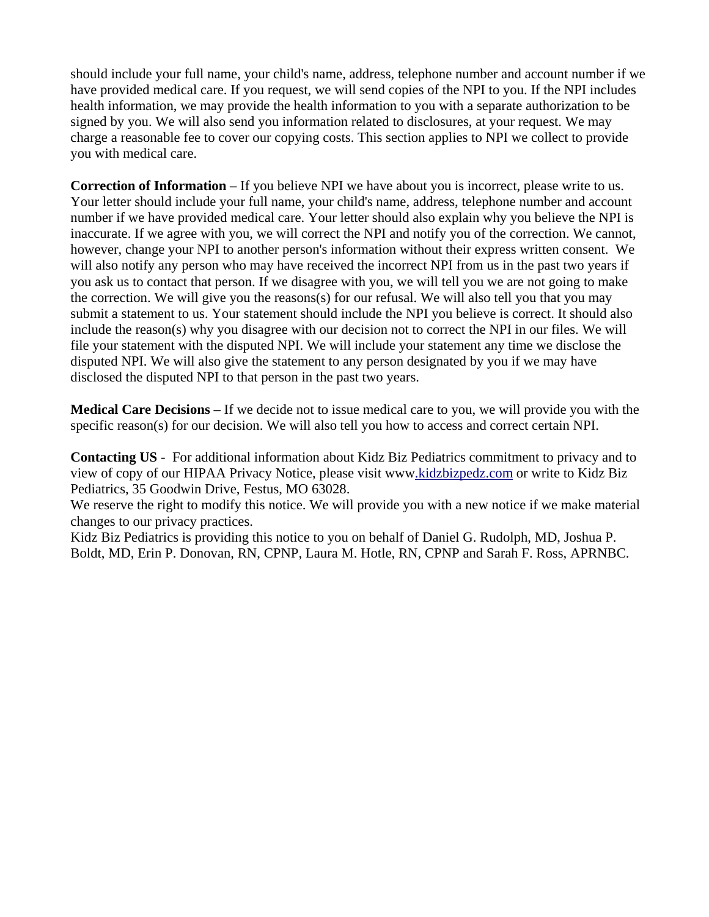should include your full name, your child's name, address, telephone number and account number if we have provided medical care. If you request, we will send copies of the NPI to you. If the NPI includes health information, we may provide the health information to you with a separate authorization to be signed by you. We will also send you information related to disclosures, at your request. We may charge a reasonable fee to cover our copying costs. This section applies to NPI we collect to provide you with medical care.

**Correction of Information** – If you believe NPI we have about you is incorrect, please write to us. Your letter should include your full name, your child's name, address, telephone number and account number if we have provided medical care. Your letter should also explain why you believe the NPI is inaccurate. If we agree with you, we will correct the NPI and notify you of the correction. We cannot, however, change your NPI to another person's information without their express written consent. We will also notify any person who may have received the incorrect NPI from us in the past two years if you ask us to contact that person. If we disagree with you, we will tell you we are not going to make the correction. We will give you the reasons(s) for our refusal. We will also tell you that you may submit a statement to us. Your statement should include the NPI you believe is correct. It should also include the reason(s) why you disagree with our decision not to correct the NPI in our files. We will file your statement with the disputed NPI. We will include your statement any time we disclose the disputed NPI. We will also give the statement to any person designated by you if we may have disclosed the disputed NPI to that person in the past two years.

**Medical Care Decisions** – If we decide not to issue medical care to you, we will provide you with the specific reason(s) for our decision. We will also tell you how to access and correct certain NPI.

**Contacting US** - For additional information about Kidz Biz Pediatrics commitment to privacy and to view of copy of our HIPAA Privacy Notice, please visit www.kidzbizpedz.com or write to Kidz Biz Pediatrics, 35 Goodwin Drive, Festus, MO 63028.
We reserve the right to modify this notice. We will provide you with a new notice if we make material changes to our privacy practices.
Kidz Biz Pediatrics is providing this notice to you on behalf of Daniel G. Rudolph, MD, Joshua P. Boldt, MD, Erin P. Donovan, RN, CPNP, Laura M. Hotle, RN, CPNP and Sarah F. Ross, APRNBC.